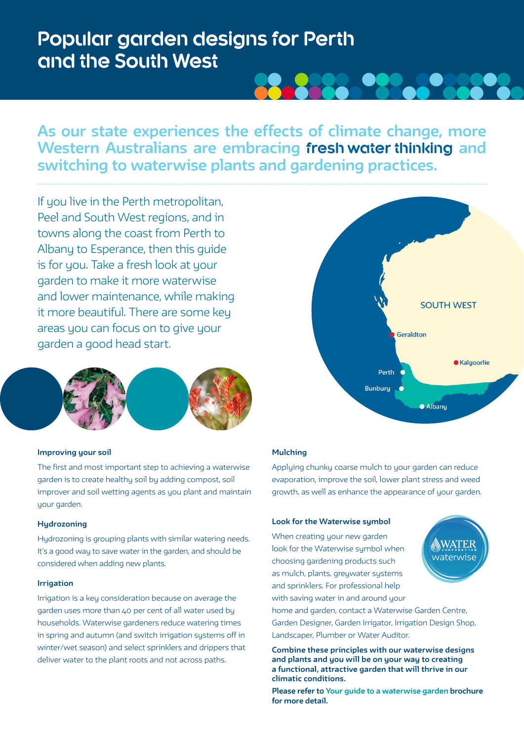# Popular garden designs for Perth and the South West

**As our state experiences the effects of climate change, more Western Australians are embracing fresh water thinking and switching to waterwise plants and gardening practices.**

If you live in the Perth metropolitan, Peel and South West regions, and in towns along the coast from Perth to Albany to Esperance, then this guide is for you. Take a fresh look at your garden to make it more waterwise and lower maintenance, while making it more beautiful. There are some key areas you can focus on to give your garden a good head start.

SOUTH WEST

Geraldton

Kalgoorlie

Perth

Bunbury

Albany

#### Improving your soil

The first and most important step to achieving a waterwise garden is to create healthy soil by adding compost, soil improver and soil wetting agents as you plant and maintain your garden.

#### Hydrozoning

Hydrozoning is grouping plants with similar watering needs. It's a good way to save water in the garden, and should be considered when adding new plants.

#### Irrigation

Irrigation is a key consideration because on average the garden uses more than 40 per cent of all water used by households. Waterwise gardeners reduce watering times in spring and autumn (and switch irrigation systems off in winter/wet season) and select sprinklers and drippers that deliver water to the plant roots and not across paths.

#### Mulching

Applying chunky coarse mulch to your garden can reduce evaporation, improve the soil, lower plant stress and weed growth, as well as enhance the appearance of your garden.

#### Look for the Waterwise symbol

When creating your new garden look for the Waterwise symbol when choosing gardening products such as mulch, plants, greywater systems and sprinklers. For professional help with saving water in and around your home and garden, contact a Waterwise Garden Centre, Garden Designer, Garden Irrigator, Irrigation Design Shop, Landscaper, Plumber or Water Auditor.

WATER CORPORATION waterwise

**Combine these principles with our waterwise designs and plants and you will be on your way to creating a functional, attractive garden that will thrive in our climatic conditions.**

**Please refer to Your guide to a waterwise garden brochure for more detail.**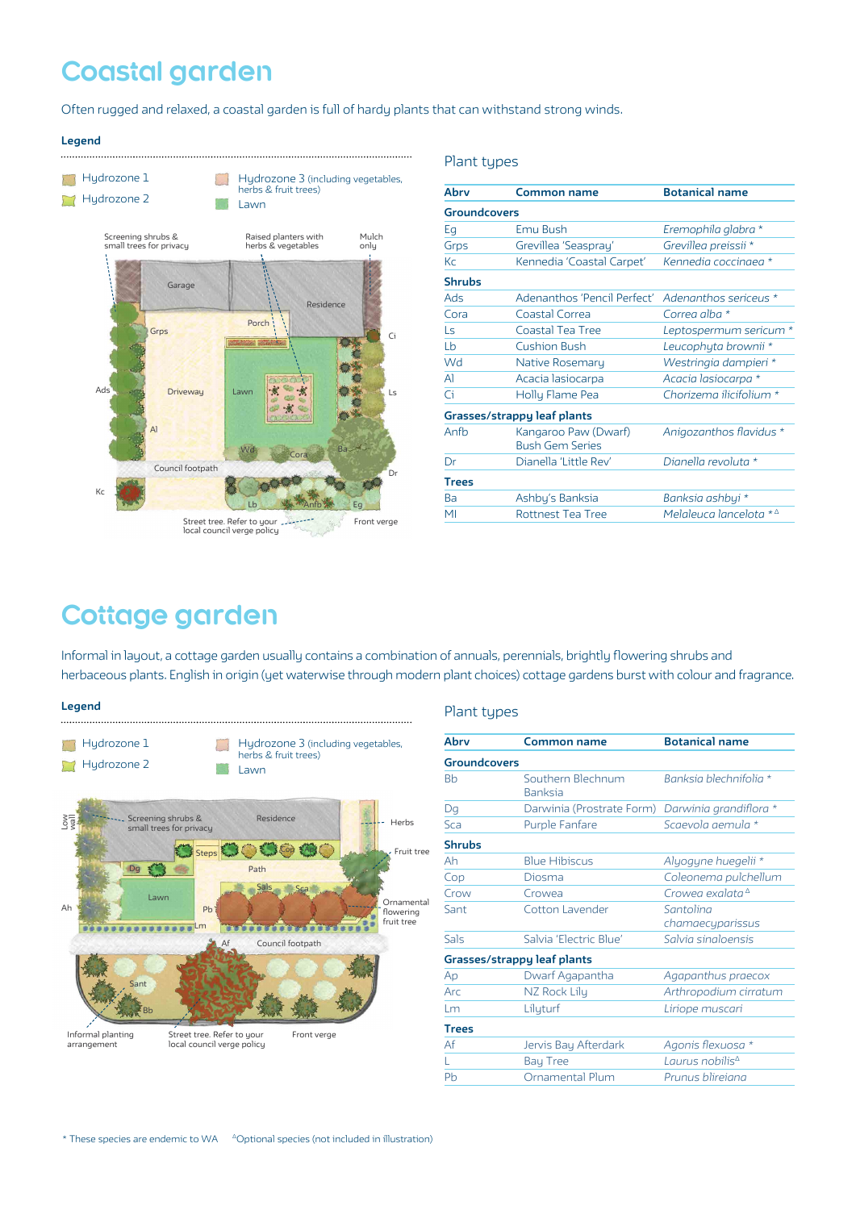# Coastal garden

Often rugged and relaxed, a coastal garden is full of hardy plants that can withstand strong winds.

**Legend**

- Hydrozone 1
- Hydrozone 2
- Hydrozone 3 (including vegetables, herbs & fruit trees)
- Lawn

## Plant types

| Abrv | Common name | Botanical name |
|---|---|---|
| **Groundcovers** | | |
| Eg | Emu Bush | *Eremophila glabra* * |
| Grps | Grevillea 'Seaspray' | *Grevillea preissii* * |
| Kc | Kennedia 'Coastal Carpet' | *Kennedia coccinaea* * |
| **Shrubs** | | |
| Ads | Adenanthos 'Pencil Perfect' | *Adenanthos sericeus* * |
| Cora | Coastal Correa | *Correa alba* * |
| Ls | Coastal Tea Tree | *Leptospermum sericum* * |
| Lb | Cushion Bush | *Leucophyta brownii* * |
| Wd | Native Rosemary | *Westringia dampieri* * |
| Al | Acacia lasiocarpa | *Acacia lasiocarpa* * |
| Ci | Holly Flame Pea | *Chorizema ilicifolium* * |
| **Grasses/strappy leaf plants** | | |
| Anfb | Kangaroo Paw (Dwarf) Bush Gem Series | *Anigozanthos flavidus* * |
| Dr | Dianella 'Little Rev' | *Dianella revoluta* * |
| **Trees** | | |
| Ba | Ashby's Banksia | *Banksia ashbyi* * |
| Ml | Rottnest Tea Tree | *Melaleuca lancelota* *^Δ |

# Cottage garden

Informal in layout, a cottage garden usually contains a combination of annuals, perennials, brightly flowering shrubs and herbaceous plants. English in origin (yet waterwise through modern plant choices) cottage gardens burst with colour and fragrance.

**Legend**

- Hydrozone 1
- Hydrozone 2
- Hydrozone 3 (including vegetables, herbs & fruit trees)
- Lawn

## Plant types

| Abrv | Common name | Botanical name |
|---|---|---|
| **Groundcovers** | | |
| Bb | Southern Blechnum Banksia | *Banksia blechnifolia* * |
| Dg | Darwinia (Prostrate Form) | *Darwinia grandiflora* * |
| Sca | Purple Fanfare | *Scaevola aemula* * |
| **Shrubs** | | |
| Ah | Blue Hibiscus | *Alyogyne huegelii* * |
| Cop | Diosma | *Coleonema pulchellum* |
| Crow | Crowea | *Crowea exalata*^Δ |
| Sant | Cotton Lavender | *Santolina chamaecyparissus* |
| Sals | Salvia 'Electric Blue' | *Salvia sinaloensis* |
| **Grasses/strappy leaf plants** | | |
| Ap | Dwarf Agapantha | *Agapanthus praecox* |
| Arc | NZ Rock Lily | *Arthropodium cirratum* |
| Lm | Lilyturf | *Liriope muscari* |
| **Trees** | | |
| Af | Jervis Bay Afterdark | *Agonis flexuosa* * |
| L | Bay Tree | *Laurus nobilis*^Δ |
| Pb | Ornamental Plum | *Prunus blireiana* |

\* These species are endemic to WA ^ΔOptional species (not included in illustration)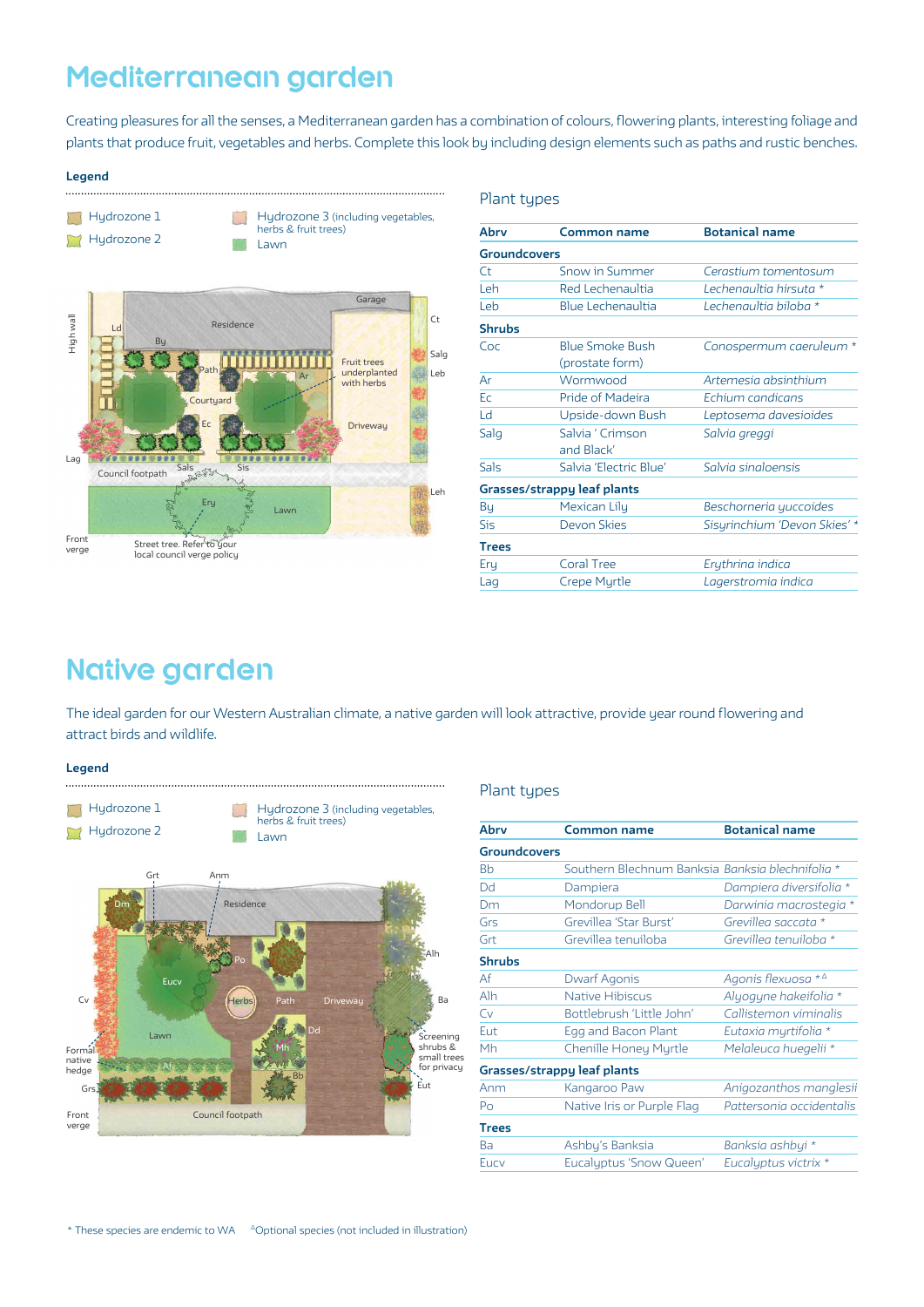# Mediterranean garden

Creating pleasures for all the senses, a Mediterranean garden has a combination of colours, flowering plants, interesting foliage and plants that produce fruit, vegetables and herbs. Complete this look by including design elements such as paths and rustic benches.

**Legend**

- Hydrozone 1
- Hydrozone 2
- Hydrozone 3 (including vegetables, herbs & fruit trees)
- Lawn

### Plant types

| Abrv | Common name | Botanical name |
|---|---|---|
| **Groundcovers** | | |
| Ct | Snow in Summer | *Cerastium tomentosum* |
| Leh | Red Lechenaultia | *Lechenaultia hirsuta* * |
| Leb | Blue Lechenaultia | *Lechenaultia biloba* * |
| **Shrubs** | | |
| Coc | Blue Smoke Bush (prostate form) | *Conospermum caeruleum* * |
| Ar | Wormwood | *Artemesia absinthium* |
| Ec | Pride of Madeira | *Echium candicans* |
| Ld | Upside-down Bush | *Leptosema davesioides* |
| Salg | Salvia ' Crimson and Black' | *Salvia greggi* |
| Sals | Salvia 'Electric Blue' | *Salvia sinaloensis* |
| **Grasses/strappy leaf plants** | | |
| By | Mexican Lily | *Beschorneria yuccoides* |
| Sis | Devon Skies | *Sisyrinchium 'Devon Skies'* * |
| **Trees** | | |
| Ery | Coral Tree | *Erythrina indica* |
| Lag | Crepe Myrtle | *Lagerstromia indica* |

# Native garden

The ideal garden for our Western Australian climate, a native garden will look attractive, provide year round flowering and attract birds and wildlife.

**Legend**

- Hydrozone 1
- Hydrozone 2
- Hydrozone 3 (including vegetables, herbs & fruit trees)
- Lawn

### Plant types

| Abrv | Common name | Botanical name |
|---|---|---|
| **Groundcovers** | | |
| Bb | Southern Blechnum Banksia | *Banksia blechnifolia* * |
| Dd | Dampiera | *Dampiera diversifolia* * |
| Dm | Mondorup Bell | *Darwinia macrostegia* * |
| Grs | Grevillea 'Star Burst' | *Grevillea saccata* * |
| Grt | Grevillea tenuiloba | *Grevillea tenuiloba* * |
| **Shrubs** | | |
| Af | Dwarf Agonis | *Agonis flexuosa* *^ |
| Alh | Native Hibiscus | *Alyogyne hakeifolia* * |
| Cv | Bottlebrush 'Little John' | *Callistemon viminalis* |
| Eut | Egg and Bacon Plant | *Eutaxia myrtifolia* * |
| Mh | Chenille Honey Myrtle | *Melaleuca huegelii* * |
| **Grasses/strappy leaf plants** | | |
| Anm | Kangaroo Paw | *Anigozanthos manglesii* |
| Po | Native Iris or Purple Flag | *Pattersonia occidentalis* |
| **Trees** | | |
| Ba | Ashby's Banksia | *Banksia ashbyi* * |
| Eucv | Eucalyptus 'Snow Queen' | *Eucalyptus victrix* * |

\* These species are endemic to WA ^Optional species (not included in illustration)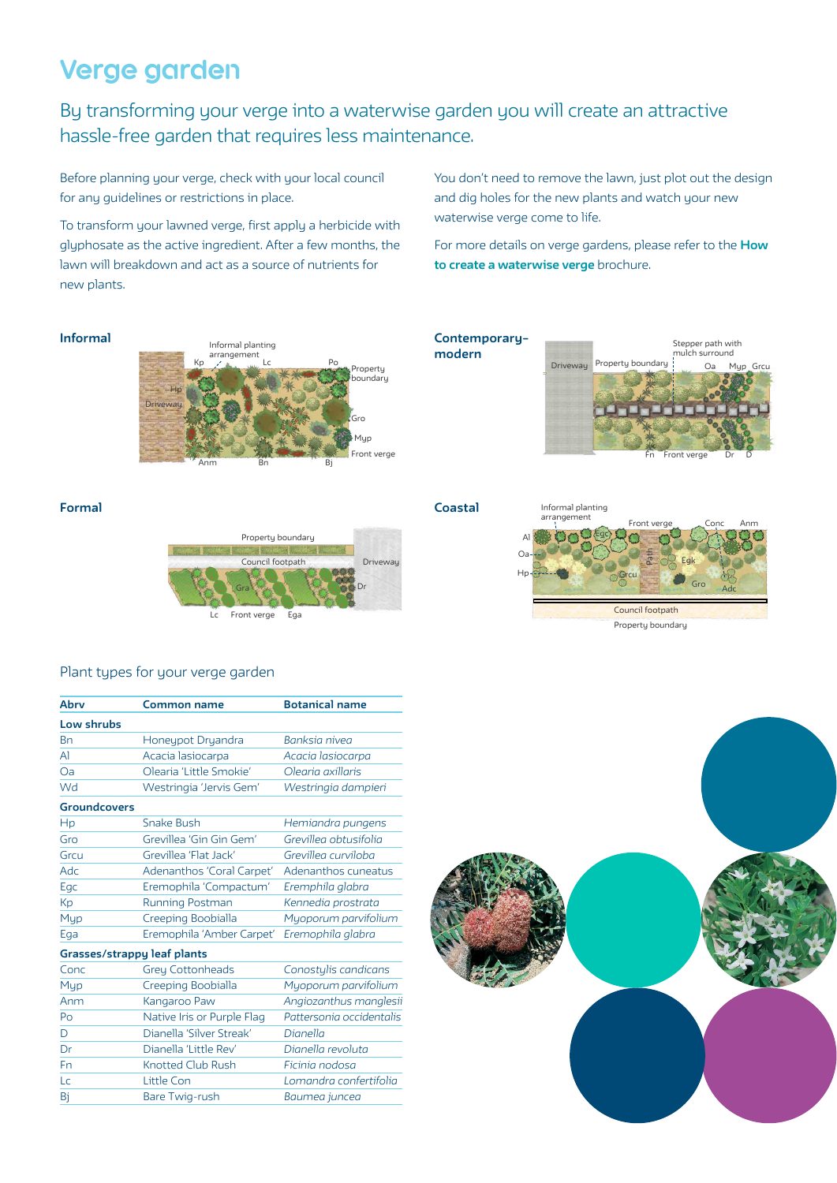# Verge garden

## By transforming your verge into a waterwise garden you will create an attractive hassle-free garden that requires less maintenance.

Before planning your verge, check with your local council for any guidelines or restrictions in place.

To transform your lawned verge, first apply a herbicide with glyphosate as the active ingredient. After a few months, the lawn will breakdown and act as a source of nutrients for new plants.

You don't need to remove the lawn, just plot out the design and dig holes for the new plants and watch your new waterwise verge come to life.

For more details on verge gardens, please refer to the **How to create a waterwise verge** brochure.

**Informal**

Informal planting arrangement; Kp; Lc; Po; Property boundary; Hp; Driveway; Gro; Myp; Front verge; Anm; Bn; Bj

**Contemporary-modern**

Driveway; Property boundary; Stepper path with mulch surround; Oa; Myp; Grcu; Fn; Front verge; Dr; D

**Formal**

Property boundary; Council footpath; Driveway; Gra; Dr; Lc; Front verge; Ega

**Coastal**

Informal planting arrangement; Al; Oa; Hp; Egc; Front verge; Conc; Anm; Path; Grcu; Egk; Gro; Adc; Council footpath; Property boundary

### Plant types for your verge garden

| Abrv | Common name | Botanical name |
|---|---|---|
| **Low shrubs** | | |
| Bn | Honeypot Dryandra | *Banksia nivea* |
| Al | Acacia lasiocarpa | *Acacia lasiocarpa* |
| Oa | Olearia 'Little Smokie' | *Olearia axillaris* |
| Wd | Westringia 'Jervis Gem' | *Westringia dampieri* |
| **Groundcovers** | | |
| Hp | Snake Bush | *Hemiandra pungens* |
| Gro | Grevillea 'Gin Gin Gem' | *Grevillea obtusifolia* |
| Grcu | Grevillea 'Flat Jack' | *Grevillea curviloba* |
| Adc | Adenanthos 'Coral Carpet' | Adenanthos cuneatus |
| Egc | Eremophila 'Compactum' | *Eremphila glabra* |
| Kp | Running Postman | *Kennedia prostrata* |
| Myp | Creeping Boobialla | *Myoporum parvifolium* |
| Ega | Eremophila 'Amber Carpet' | *Eremophila glabra* |
| **Grasses/strappy leaf plants** | | |
| Conc | Grey Cottonheads | *Conostylis candicans* |
| Myp | Creeping Boobialla | *Myoporum parvifolium* |
| Anm | Kangaroo Paw | *Angiozanthus manglesii* |
| Po | Native Iris or Purple Flag | *Pattersonia occidentalis* |
| D | Dianella 'Silver Streak' | *Dianella* |
| Dr | Dianella 'Little Rev' | *Dianella revoluta* |
| Fn | Knotted Club Rush | *Ficinia nodosa* |
| Lc | Little Con | *Lomandra confertifolia* |
| Bj | Bare Twig-rush | *Baumea juncea* |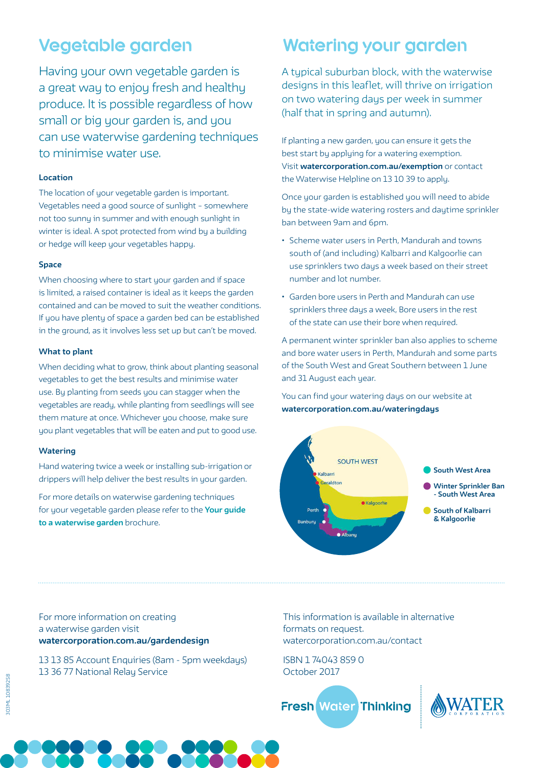## Vegetable garden

Having your own vegetable garden is a great way to enjoy fresh and healthy produce. It is possible regardless of how small or big your garden is, and you can use waterwise gardening techniques to minimise water use.

### Location

The location of your vegetable garden is important. Vegetables need a good source of sunlight – somewhere not too sunny in summer and with enough sunlight in winter is ideal. A spot protected from wind by a building or hedge will keep your vegetables happy.

### Space

When choosing where to start your garden and if space is limited, a raised container is ideal as it keeps the garden contained and can be moved to suit the weather conditions. If you have plenty of space a garden bed can be established in the ground, as it involves less set up but can't be moved.

### What to plant

When deciding what to grow, think about planting seasonal vegetables to get the best results and minimise water use. By planting from seeds you can stagger when the vegetables are ready, while planting from seedlings will see them mature at once. Whichever you choose, make sure you plant vegetables that will be eaten and put to good use.

### Watering

Hand watering twice a week or installing sub-irrigation or drippers will help deliver the best results in your garden.

For more details on waterwise gardening techniques for your vegetable garden please refer to the **Your guide to a waterwise garden** brochure.

## Watering your garden

A typical suburban block, with the waterwise designs in this leaflet, will thrive on irrigation on two watering days per week in summer (half that in spring and autumn).

If planting a new garden, you can ensure it gets the best start by applying for a watering exemption. Visit **watercorporation.com.au/exemption** or contact the Waterwise Helpline on 13 10 39 to apply.

Once your garden is established you will need to abide by the state-wide watering rosters and daytime sprinkler ban between 9am and 6pm.

- Scheme water users in Perth, Mandurah and towns south of (and including) Kalbarri and Kalgoorlie can use sprinklers two days a week based on their street number and lot number.
- Garden bore users in Perth and Mandurah can use sprinklers three days a week, Bore users in the rest of the state can use their bore when required.

A permanent winter sprinkler ban also applies to scheme and bore water users in Perth, Mandurah and some parts of the South West and Great Southern between 1 June and 31 August each year.

You can find your watering days on our website at **watercorporation.com.au/wateringdays**

SOUTH WEST
Kalbarri
Geraldton
Kalgoorlie
Perth
Bunbury
Albany

South West Area
Winter Sprinkler Ban - South West Area
South of Kalbarri & Kalgoorlie

For more information on creating a waterwise garden visit
**watercorporation.com.au/gardendesign**

13 13 85 Account Enquiries (8am - 5pm weekdays)
13 36 77 National Relay Service

This information is available in alternative formats on request.
watercorporation.com.au/contact

ISBN 1 74043 859 0
October 2017

Fresh Water Thinking

WATER CORPORATION

303ML 10839258